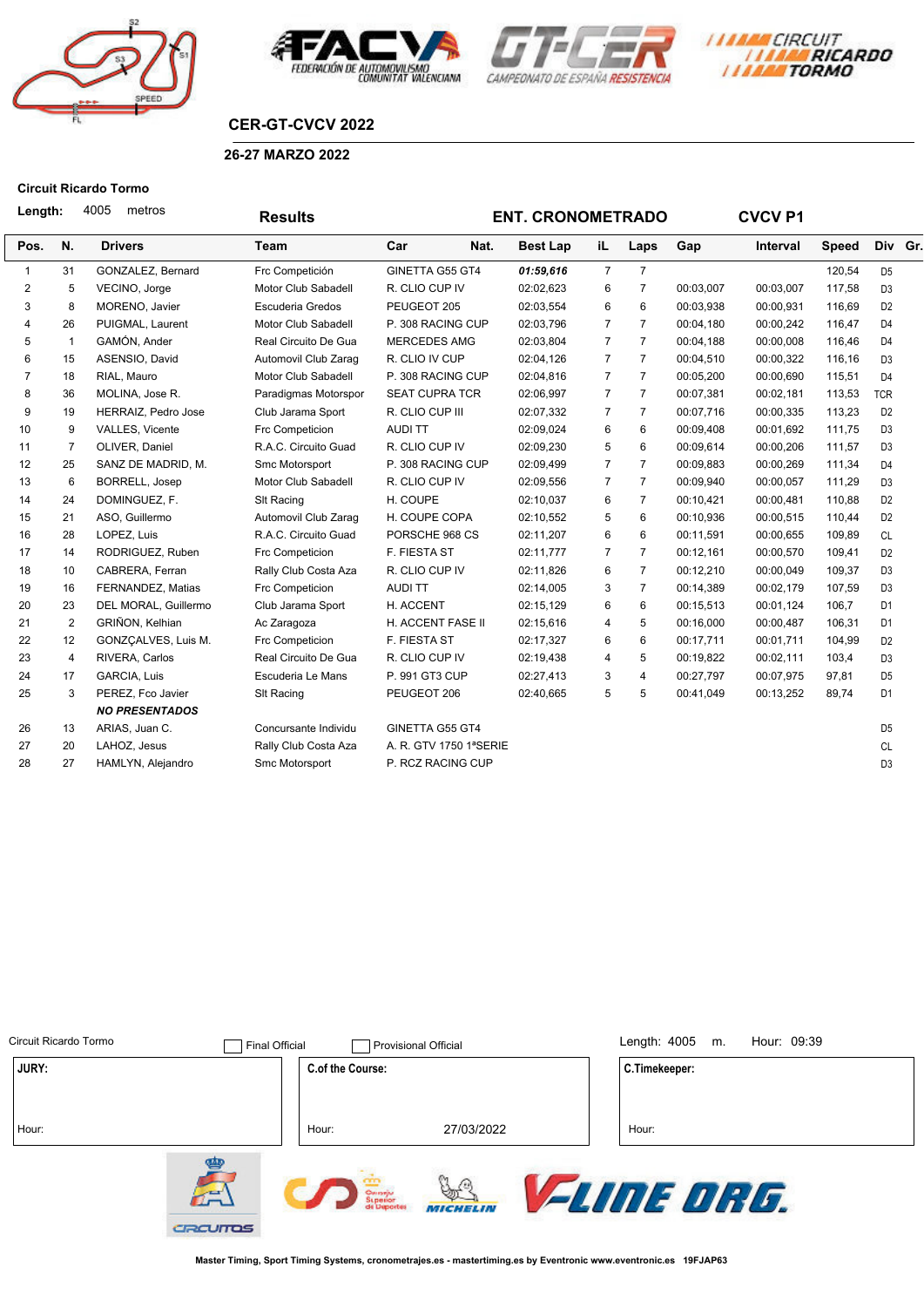## CER-GT-CVCV 2022

### 26-27 MARZO 2022

**Circuit Ricardo Tormo**

**Length:** 4005 metros

**Results** — **ENT. CRONOMETRADO** — **CVCV P1**

| Pos. | N. | Drivers | Team | Car | Nat. | Best Lap | iL | Laps | Gap | Interval | Speed | Div | Gr. |
|---|---|---|---|---|---|---|---|---|---|---|---|---|---|
| 1 | 31 | GONZALEZ, Bernard | Frc Competición | GINETTA G55 GT4 | | *01:59,616* | 7 | 7 | | | 120,54 | D5 | |
| 2 | 5 | VECINO, Jorge | Motor Club Sabadell | R. CLIO CUP IV | | 02:02,623 | 6 | 7 | 00:03,007 | 00:03,007 | 117,58 | D3 | |
| 3 | 8 | MORENO, Javier | Escuderia Gredos | PEUGEOT 205 | | 02:03,554 | 6 | 6 | 00:03,938 | 00:00,931 | 116,69 | D2 | |
| 4 | 26 | PUIGMAL, Laurent | Motor Club Sabadell | P. 308 RACING CUP | | 02:03,796 | 7 | 7 | 00:04,180 | 00:00,242 | 116,47 | D4 | |
| 5 | 1 | GAMÓN, Ander | Real Circuito De Gua | MERCEDES AMG | | 02:03,804 | 7 | 7 | 00:04,188 | 00:00,008 | 116,46 | D4 | |
| 6 | 15 | ASENSIO, David | Automovil Club Zarag | R. CLIO IV CUP | | 02:04,126 | 7 | 7 | 00:04,510 | 00:00,322 | 116,16 | D3 | |
| 7 | 18 | RIAL, Mauro | Motor Club Sabadell | P. 308 RACING CUP | | 02:04,816 | 7 | 7 | 00:05,200 | 00:00,690 | 115,51 | D4 | |
| 8 | 36 | MOLINA, Jose R. | Paradigmas Motorspor | SEAT CUPRA TCR | | 02:06,997 | 7 | 7 | 00:07,381 | 00:02,181 | 113,53 | TCR | |
| 9 | 19 | HERRAIZ, Pedro Jose | Club Jarama Sport | R. CLIO CUP III | | 02:07,332 | 7 | 7 | 00:07,716 | 00:00,335 | 113,23 | D2 | |
| 10 | 9 | VALLES, Vicente | Frc Competicion | AUDI TT | | 02:09,024 | 6 | 6 | 00:09,408 | 00:01,692 | 111,75 | D3 | |
| 11 | 7 | OLIVER, Daniel | R.A.C. Circuito Guad | R. CLIO CUP IV | | 02:09,230 | 5 | 6 | 00:09,614 | 00:00,206 | 111,57 | D3 | |
| 12 | 25 | SANZ DE MADRID, M. | Smc Motorsport | P. 308 RACING CUP | | 02:09,499 | 7 | 7 | 00:09,883 | 00:00,269 | 111,34 | D4 | |
| 13 | 6 | BORRELL, Josep | Motor Club Sabadell | R. CLIO CUP IV | | 02:09,556 | 7 | 7 | 00:09,940 | 00:00,057 | 111,29 | D3 | |
| 14 | 24 | DOMINGUEZ, F. | Slt Racing | H. COUPE | | 02:10,037 | 6 | 7 | 00:10,421 | 00:00,481 | 110,88 | D2 | |
| 15 | 21 | ASO, Guillermo | Automovil Club Zarag | H. COUPE COPA | | 02:10,552 | 5 | 6 | 00:10,936 | 00:00,515 | 110,44 | D2 | |
| 16 | 28 | LOPEZ, Luis | R.A.C. Circuito Guad | PORSCHE 968 CS | | 02:11,207 | 6 | 6 | 00:11,591 | 00:00,655 | 109,89 | CL | |
| 17 | 14 | RODRIGUEZ, Ruben | Frc Competicion | F. FIESTA ST | | 02:11,777 | 7 | 7 | 00:12,161 | 00:00,570 | 109,41 | D2 | |
| 18 | 10 | CABRERA, Ferran | Rally Club Costa Aza | R. CLIO CUP IV | | 02:11,826 | 6 | 7 | 00:12,210 | 00:00,049 | 109,37 | D3 | |
| 19 | 16 | FERNANDEZ, Matias | Frc Competicion | AUDI TT | | 02:14,005 | 3 | 7 | 00:14,389 | 00:02,179 | 107,59 | D3 | |
| 20 | 23 | DEL MORAL, Guillermo | Club Jarama Sport | H. ACCENT | | 02:15,129 | 6 | 6 | 00:15,513 | 00:01,124 | 106,7 | D1 | |
| 21 | 2 | GRIÑON, Kelhian | Ac Zaragoza | H. ACCENT FASE II | | 02:15,616 | 4 | 5 | 00:16,000 | 00:00,487 | 106,31 | D1 | |
| 22 | 12 | GONZÇALVES, Luis M. | Frc Competicion | F. FIESTA ST | | 02:17,327 | 6 | 6 | 00:17,711 | 00:01,711 | 104,99 | D2 | |
| 23 | 4 | RIVERA, Carlos | Real Circuito De Gua | R. CLIO CUP IV | | 02:19,438 | 4 | 5 | 00:19,822 | 00:02,111 | 103,4 | D3 | |
| 24 | 17 | GARCIA, Luis | Escuderia Le Mans | P. 991 GT3 CUP | | 02:27,413 | 3 | 4 | 00:27,797 | 00:07,975 | 97,81 | D5 | |
| 25 | 3 | PEREZ, Fco Javier | Slt Racing | PEUGEOT 206 | | 02:40,665 | 5 | 5 | 00:41,049 | 00:13,252 | 89,74 | D1 | |
| | | ***NO PRESENTADOS*** | | | | | | | | | | | |
| 26 | 13 | ARIAS, Juan C. | Concursante Individu | GINETTA G55 GT4 | | | | | | | | D5 | |
| 27 | 20 | LAHOZ, Jesus | Rally Club Costa Aza | A. R. GTV 1750 1ªSERIE | | | | | | | | CL | |
| 28 | 27 | HAMLYN, Alejandro | Smc Motorsport | P. RCZ RACING CUP | | | | | | | | D3 | |

Circuit Ricardo Tormo — ☐ Final Official — ☐ Provisional Official — Length: 4005 m. — Hour: 09:39

| JURY: | C.of the Course: | C.Timekeeper: |
|---|---|---|
| Hour: | Hour: 27/03/2022 | Hour: |

Master Timing, Sport Timing Systems, cronometrajes.es - mastertiming.es by Eventronic www.eventronic.es 19FJAP63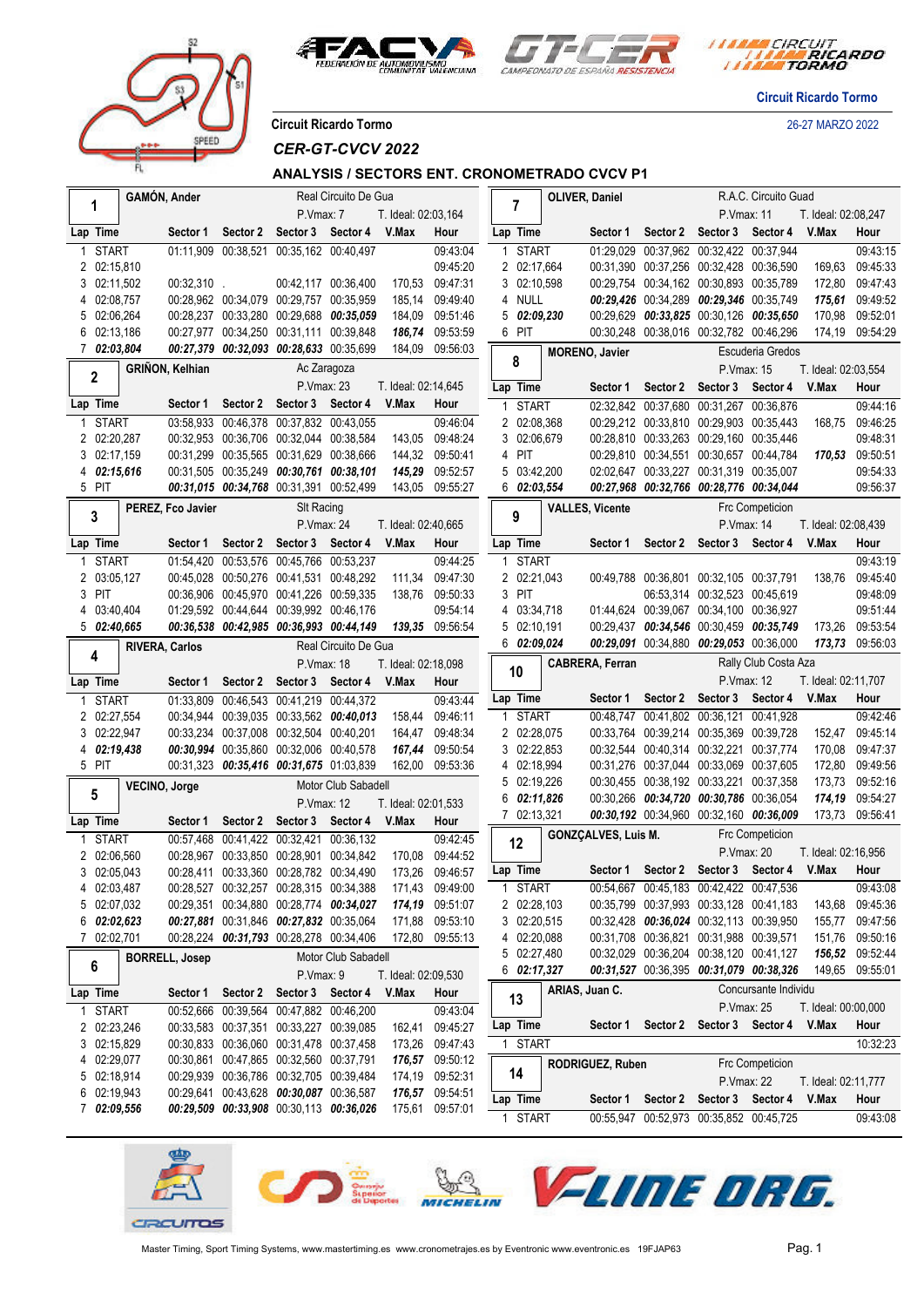Circuit Ricardo Tormo

26-27 MARZO 2022

Circuit Ricardo Tormo

## CER-GT-CVCV 2022

### ANALYSIS / SECTORS ENT. CRONOMETRADO CVCV P1

**1 — GAMÓN, Ander** — Real Circuito De Gua — P.Vmax: 7 — T. Ideal: 02:03,164

| Lap | Time | Sector 1 | Sector 2 | Sector 3 | Sector 4 | V.Max | Hour |
|---|---|---|---|---|---|---|---|
| 1 | START | 01:11,909 | 00:38,521 | 00:35,162 | 00:40,497 | | 09:43:04 |
| 2 | 02:15,810 | | | | | | 09:45:20 |
| 3 | 02:11,502 | 00:32,310 | . | 00:42,117 | 00:36,400 | 170,53 | 09:47:31 |
| 4 | 02:08,757 | 00:28,962 | 00:34,079 | 00:29,757 | 00:35,959 | 185,14 | 09:49:40 |
| 5 | 02:06,264 | 00:28,237 | 00:33,280 | 00:29,688 | ***00:35,059*** | 184,09 | 09:51:46 |
| 6 | 02:13,186 | 00:27,977 | 00:34,250 | 00:31,111 | 00:39,848 | ***186,74*** | 09:53:59 |
| 7 | ***02:03,804*** | ***00:27,379*** | ***00:32,093*** | ***00:28,633*** | 00:35,699 | 184,09 | 09:56:03 |

**2 — GRIÑON, Kelhian** — Ac Zaragoza — P.Vmax: 23 — T. Ideal: 02:14,645

| Lap | Time | Sector 1 | Sector 2 | Sector 3 | Sector 4 | V.Max | Hour |
|---|---|---|---|---|---|---|---|
| 1 | START | 03:58,933 | 00:46,378 | 00:37,832 | 00:43,055 | | 09:46:04 |
| 2 | 02:20,287 | 00:32,953 | 00:36,706 | 00:32,044 | 00:38,584 | 143,05 | 09:48:24 |
| 3 | 02:17,159 | 00:31,299 | 00:35,565 | 00:31,629 | 00:38,666 | 144,32 | 09:50:41 |
| 4 | ***02:15,616*** | 00:31,505 | 00:35,249 | ***00:30,761*** | ***00:38,101*** | ***145,29*** | 09:52:57 |
| 5 | PIT | ***00:31,015*** | ***00:34,768*** | 00:31,391 | 00:52,499 | 143,05 | 09:55:27 |

**3 — PEREZ, Fco Javier** — Slt Racing — P.Vmax: 24 — T. Ideal: 02:40,665

| Lap | Time | Sector 1 | Sector 2 | Sector 3 | Sector 4 | V.Max | Hour |
|---|---|---|---|---|---|---|---|
| 1 | START | 01:54,420 | 00:53,576 | 00:45,766 | 00:53,237 | | 09:44:25 |
| 2 | 03:05,127 | 00:45,028 | 00:50,276 | 00:41,531 | 00:48,292 | 111,34 | 09:47:30 |
| 3 | PIT | 00:36,906 | 00:45,970 | 00:41,226 | 00:59,335 | 138,76 | 09:50:33 |
| 4 | 03:40,404 | 01:29,592 | 00:44,644 | 00:39,992 | 00:46,176 | | 09:54:14 |
| 5 | ***02:40,665*** | ***00:36,538*** | ***00:42,985*** | ***00:36,993*** | ***00:44,149*** | ***139,35*** | 09:56:54 |

**4 — RIVERA, Carlos** — Real Circuito De Gua — P.Vmax: 18 — T. Ideal: 02:18,098

| Lap | Time | Sector 1 | Sector 2 | Sector 3 | Sector 4 | V.Max | Hour |
|---|---|---|---|---|---|---|---|
| 1 | START | 01:33,809 | 00:46,543 | 00:41,219 | 00:44,372 | | 09:43:44 |
| 2 | 02:27,554 | 00:34,944 | 00:39,035 | 00:33,562 | ***00:40,013*** | 158,44 | 09:46:11 |
| 3 | 02:22,947 | 00:33,234 | 00:37,008 | 00:32,504 | 00:40,201 | 164,47 | 09:48:34 |
| 4 | ***02:19,438*** | ***00:30,994*** | 00:35,860 | 00:32,006 | 00:40,578 | ***167,44*** | 09:50:54 |
| 5 | PIT | 00:31,323 | ***00:35,416*** | ***00:31,675*** | 01:03,839 | 162,00 | 09:53:36 |

**5 — VECINO, Jorge** — Motor Club Sabadell — P.Vmax: 12 — T. Ideal: 02:01,533

| Lap | Time | Sector 1 | Sector 2 | Sector 3 | Sector 4 | V.Max | Hour |
|---|---|---|---|---|---|---|---|
| 1 | START | 00:57,468 | 00:41,422 | 00:32,421 | 00:36,132 | | 09:42:45 |
| 2 | 02:06,560 | 00:28,967 | 00:33,850 | 00:28,901 | 00:34,842 | 170,08 | 09:44:52 |
| 3 | 02:05,043 | 00:28,411 | 00:33,360 | 00:28,782 | 00:34,490 | 173,26 | 09:46:57 |
| 4 | 02:03,487 | 00:28,527 | 00:32,257 | 00:28,315 | 00:34,388 | 171,43 | 09:49:00 |
| 5 | 02:07,032 | 00:29,351 | 00:34,880 | 00:28,774 | ***00:34,027*** | ***174,19*** | 09:51:07 |
| 6 | ***02:02,623*** | ***00:27,881*** | 00:31,846 | ***00:27,832*** | 00:35,064 | 171,88 | 09:53:10 |
| 7 | 02:02,701 | 00:28,224 | ***00:31,793*** | 00:28,278 | 00:34,406 | 172,80 | 09:55:13 |

**6 — BORRELL, Josep** — Motor Club Sabadell — P.Vmax: 9 — T. Ideal: 02:09,530

| Lap | Time | Sector 1 | Sector 2 | Sector 3 | Sector 4 | V.Max | Hour |
|---|---|---|---|---|---|---|---|
| 1 | START | 00:52,666 | 00:39,564 | 00:47,882 | 00:46,200 | | 09:43:04 |
| 2 | 02:23,246 | 00:33,583 | 00:37,351 | 00:33,227 | 00:39,085 | 162,41 | 09:45:27 |
| 3 | 02:15,829 | 00:30,833 | 00:36,060 | 00:31,478 | 00:37,458 | 173,26 | 09:47:43 |
| 4 | 02:29,077 | 00:30,861 | 00:47,865 | 00:32,560 | 00:37,791 | ***176,57*** | 09:50:12 |
| 5 | 02:18,914 | 00:29,939 | 00:36,786 | 00:32,705 | 00:39,484 | 174,19 | 09:52:31 |
| 6 | 02:19,943 | 00:29,641 | 00:43,628 | ***00:30,087*** | 00:36,587 | ***176,57*** | 09:54:51 |
| 7 | ***02:09,556*** | ***00:29,509*** | ***00:33,908*** | 00:30,113 | ***00:36,026*** | 175,61 | 09:57:01 |

**7 — OLIVER, Daniel** — R.A.C. Circuito Guad — P.Vmax: 11 — T. Ideal: 02:08,247

| Lap | Time | Sector 1 | Sector 2 | Sector 3 | Sector 4 | V.Max | Hour |
|---|---|---|---|---|---|---|---|
| 1 | START | 01:29,029 | 00:37,962 | 00:32,422 | 00:37,944 | | 09:43:15 |
| 2 | 02:17,664 | 00:31,390 | 00:37,256 | 00:32,428 | 00:36,590 | 169,63 | 09:45:33 |
| 3 | 02:10,598 | 00:29,754 | 00:34,162 | 00:30,893 | 00:35,789 | 172,80 | 09:47:43 |
| 4 | NULL | ***00:29,426*** | 00:34,289 | ***00:29,346*** | 00:35,749 | ***175,61*** | 09:49:52 |
| 5 | ***02:09,230*** | 00:29,629 | ***00:33,825*** | 00:30,126 | ***00:35,650*** | 170,98 | 09:52:01 |
| 6 | PIT | 00:30,248 | 00:38,016 | 00:32,782 | 00:46,296 | 174,19 | 09:54:29 |

**8 — MORENO, Javier** — Escuderia Gredos — P.Vmax: 15 — T. Ideal: 02:03,554

| Lap | Time | Sector 1 | Sector 2 | Sector 3 | Sector 4 | V.Max | Hour |
|---|---|---|---|---|---|---|---|
| 1 | START | 02:32,842 | 00:37,680 | 00:31,267 | 00:36,876 | | 09:44:16 |
| 2 | 02:08,368 | 00:29,212 | 00:33,810 | 00:29,903 | 00:35,443 | 168,75 | 09:46:25 |
| 3 | 02:06,679 | 00:28,810 | 00:33,263 | 00:29,160 | 00:35,446 | | 09:48:31 |
| 4 | PIT | 00:29,810 | 00:34,551 | 00:30,657 | 00:44,784 | ***170,53*** | 09:50:51 |
| 5 | 03:42,200 | 02:02,647 | 00:33,227 | 00:31,319 | 00:35,007 | | 09:54:33 |
| 6 | ***02:03,554*** | ***00:27,968*** | ***00:32,766*** | ***00:28,776*** | ***00:34,044*** | | 09:56:37 |

**9 — VALLES, Vicente** — Frc Competicion — P.Vmax: 14 — T. Ideal: 02:08,439

| Lap | Time | Sector 1 | Sector 2 | Sector 3 | Sector 4 | V.Max | Hour |
|---|---|---|---|---|---|---|---|
| 1 | START | | | | | | 09:43:19 |
| 2 | 02:21,043 | 00:49,780 | 00:36,801 | 00:32,105 | 00:37,791 | 138,76 | 09:45:40 |
| 3 | PIT | | 06:53,314 | 00:32,523 | 00:45,619 | | 09:48:09 |
| 4 | 03:34,718 | 01:44,624 | 00:39,067 | 00:34,100 | 00:36,927 | | 09:51:44 |
| 5 | 02:10,191 | 00:29,437 | ***00:34,546*** | 00:30,459 | ***00:35,749*** | 173,26 | 09:53:54 |
| 6 | ***02:09,024*** | ***00:29,091*** | 00:34,880 | ***00:29,053*** | 00:36,000 | ***173,73*** | 09:56:03 |

**10 — CABRERA, Ferran** — Rally Club Costa Aza — P.Vmax: 12 — T. Ideal: 02:11,707

| Lap | Time | Sector 1 | Sector 2 | Sector 3 | Sector 4 | V.Max | Hour |
|---|---|---|---|---|---|---|---|
| 1 | START | 00:48,747 | 00:41,802 | 00:36,121 | 00:41,928 | | 09:42:46 |
| 2 | 02:28,075 | 00:33,764 | 00:39,214 | 00:35,369 | 00:39,728 | 152,47 | 09:45:14 |
| 3 | 02:22,853 | 00:32,544 | 00:40,314 | 00:32,221 | 00:37,774 | 170,08 | 09:47:37 |
| 4 | 02:18,994 | 00:31,276 | 00:37,044 | 00:33,069 | 00:37,605 | 172,80 | 09:49:56 |
| 5 | 02:19,226 | 00:30,455 | 00:38,192 | 00:33,221 | 00:37,358 | 173,73 | 09:52:16 |
| 6 | ***02:11,826*** | 00:30,266 | ***00:34,720*** | ***00:30,786*** | 00:36,054 | ***174,19*** | 09:54:27 |
| 7 | 02:13,321 | ***00:30,192*** | 00:34,960 | 00:32,160 | ***00:36,009*** | 173,73 | 09:56:41 |

**12 — GONZÇALVES, Luis M.** — Frc Competicion — P.Vmax: 20 — T. Ideal: 02:16,956

| Lap | Time | Sector 1 | Sector 2 | Sector 3 | Sector 4 | V.Max | Hour |
|---|---|---|---|---|---|---|---|
| 1 | START | 00:54,667 | 00:45,183 | 00:42,422 | 00:47,536 | | 09:43:08 |
| 2 | 02:28,103 | 00:35,799 | 00:37,993 | 00:33,128 | 00:41,183 | 143,68 | 09:45:36 |
| 3 | 02:20,515 | 00:32,428 | ***00:36,024*** | 00:32,113 | 00:39,950 | 155,77 | 09:47:56 |
| 4 | 02:20,088 | 00:31,708 | 00:36,821 | 00:31,988 | 00:39,571 | 151,76 | 09:50:16 |
| 5 | 02:27,480 | 00:32,029 | 00:36,204 | 00:38,120 | 00:41,127 | ***156,52*** | 09:52:44 |
| 6 | ***02:17,327*** | ***00:31,527*** | 00:36,395 | ***00:31,079*** | ***00:38,326*** | 149,65 | 09:55:01 |

**13 — ARIAS, Juan C.** — Concursante Individu — P.Vmax: 25 — T. Ideal: 00:00,000

| Lap | Time | Sector 1 | Sector 2 | Sector 3 | Sector 4 | V.Max | Hour |
|---|---|---|---|---|---|---|---|
| 1 | START | | | | | | 10:32:23 |

**14 — RODRIGUEZ, Ruben** — Frc Competicion — P.Vmax: 22 — T. Ideal: 02:11,777

| Lap | Time | Sector 1 | Sector 2 | Sector 3 | Sector 4 | V.Max | Hour |
|---|---|---|---|---|---|---|---|
| 1 | START | 00:55,947 | 00:52,973 | 00:35,852 | 00:45,725 | | 09:43:08 |

Master Timing, Sport Timing Systems, www.mastertiming.es www.cronometrajes.es by Eventronic www.eventronic.es 19FJAP63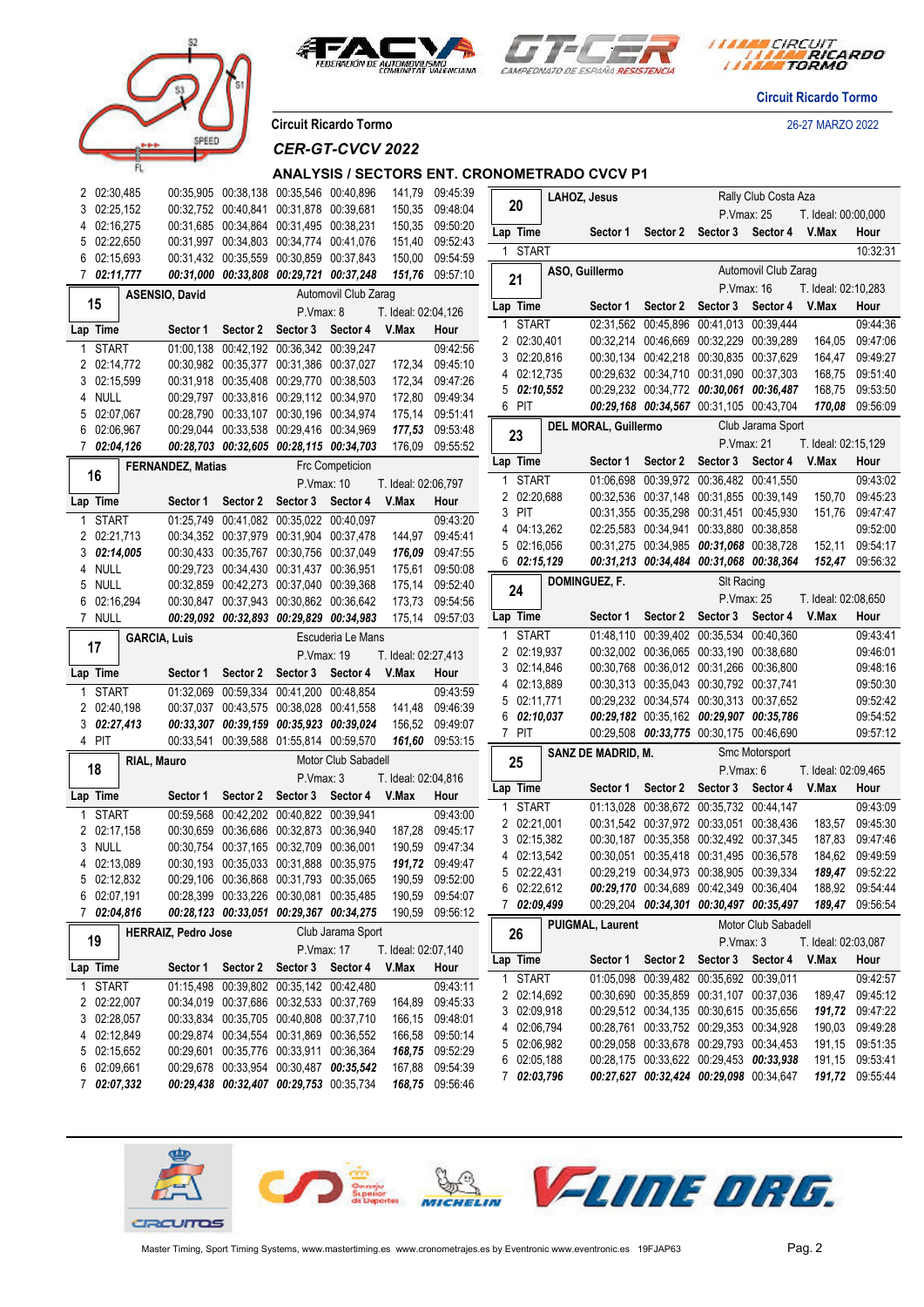Circuit Ricardo Torme

26-27 MARZO 2022

Circuit Ricardo Tormo

# CER-GT-CVCV 2022

## ANALYSIS / SECTORS ENT. CRONOMETRADO CVCV P1

| Lap | Time | Sector 1 | Sector 2 | Sector 3 | Sector 4 | V.Max | Hour |
|---|---|---|---|---|---|---|---|
| 2 | 02:30,485 | 00:35,905 | 00:38,138 | 00:35,546 | 00:40,896 | 141,79 | 09:45:39 |
| 3 | 02:25,152 | 00:32,752 | 00:40,841 | 00:31,878 | 00:39,681 | 150,35 | 09:48:04 |
| 4 | 02:16,275 | 00:31,685 | 00:34,864 | 00:31,495 | 00:38,231 | 150,35 | 09:50:20 |
| 5 | 02:22,650 | 00:31,997 | 00:34,803 | 00:34,774 | 00:41,076 | 151,40 | 09:52:43 |
| 6 | 02:15,693 | 00:31,432 | 00:35,559 | 00:30,859 | 00:37,843 | 150,00 | 09:54:59 |
| 7 | ***02:11,777*** | ***00:31,000*** | ***00:33,808*** | ***00:29,721*** | ***00:37,248*** | ***151,76*** | 09:57:10 |

### 15 ASENSIO, David — Automovil Club Zarag — P.Vmax: 8 — T. Ideal: 02:04,126

| Lap | Time | Sector 1 | Sector 2 | Sector 3 | Sector 4 | V.Max | Hour |
|---|---|---|---|---|---|---|---|
| 1 | START | 01:00,138 | 00:42,192 | 00:36,342 | 00:39,247 | | 09:42:56 |
| 2 | 02:14,772 | 00:30,982 | 00:35,377 | 00:31,386 | 00:37,027 | 172,34 | 09:45:10 |
| 3 | 02:15,599 | 00:31,918 | 00:35,408 | 00:29,770 | 00:38,503 | 172,34 | 09:47:26 |
| 4 | NULL | 00:29,797 | 00:33,816 | 00:29,112 | 00:34,970 | 172,80 | 09:49:34 |
| 5 | 02:07,067 | 00:28,790 | 00:33,107 | 00:30,196 | 00:34,974 | 175,14 | 09:51:41 |
| 6 | 02:06,967 | 00:29,044 | 00:33,538 | 00:29,416 | 00:34,969 | ***177,53*** | 09:53:48 |
| 7 | ***02:04,126*** | ***00:28,703*** | ***00:32,605*** | ***00:28,115*** | ***00:34,703*** | 176,09 | 09:55:52 |

### 16 FERNANDEZ, Matias — Frc Competicion — P.Vmax: 10 — T. Ideal: 02:06,797

| Lap | Time | Sector 1 | Sector 2 | Sector 3 | Sector 4 | V.Max | Hour |
|---|---|---|---|---|---|---|---|
| 1 | START | 01:25,749 | 00:41,082 | 00:35,022 | 00:40,097 | | 09:43:20 |
| 2 | 02:21,713 | 00:34,352 | 00:37,979 | 00:31,904 | 00:37,478 | 144,97 | 09:45:41 |
| 3 | ***02:14,005*** | 00:30,433 | 00:35,767 | 00:30,756 | 00:37,049 | ***176,09*** | 09:47:55 |
| 4 | NULL | 00:29,723 | 00:34,430 | 00:31,437 | 00:36,951 | 175,61 | 09:50:08 |
| 5 | NULL | 00:32,859 | 00:42,273 | 00:37,040 | 00:39,368 | 175,14 | 09:52:40 |
| 6 | 02:16,294 | 00:30,847 | 00:37,943 | 00:30,862 | 00:36,642 | 173,73 | 09:54:56 |
| 7 | NULL | ***00:29,092*** | ***00:32,893*** | ***00:29,829*** | ***00:34,983*** | 175,14 | 09:57:03 |

### 17 GARCIA, Luis — Escuderia Le Mans — P.Vmax: 19 — T. Ideal: 02:27,413

| Lap | Time | Sector 1 | Sector 2 | Sector 3 | Sector 4 | V.Max | Hour |
|---|---|---|---|---|---|---|---|
| 1 | START | 01:32,069 | 00:59,334 | 00:41,200 | 00:48,854 | | 09:43:59 |
| 2 | 02:40,198 | 00:37,037 | 00:43,575 | 00:38,028 | 00:41,558 | 141,48 | 09:46:39 |
| 3 | ***02:27,413*** | ***00:33,307*** | ***00:39,159*** | ***00:35,923*** | ***00:39,024*** | 156,52 | 09:49:07 |
| 4 | PIT | 00:33,541 | 00:39,588 | 01:55,814 | 00:59,570 | ***161,60*** | 09:53:15 |

### 18 RIAL, Mauro — Motor Club Sabadell — P.Vmax: 3 — T. Ideal: 02:04,816

| Lap | Time | Sector 1 | Sector 2 | Sector 3 | Sector 4 | V.Max | Hour |
|---|---|---|---|---|---|---|---|
| 1 | START | 00:59,568 | 00:42,202 | 00:40,822 | 00:39,941 | | 09:43:00 |
| 2 | 02:17,158 | 00:30,659 | 00:36,686 | 00:32,873 | 00:36,940 | 187,28 | 09:45:17 |
| 3 | NULL | 00:30,754 | 00:37,165 | 00:32,709 | 00:36,001 | 190,59 | 09:47:34 |
| 4 | 02:13,089 | 00:30,193 | 00:35,033 | 00:31,888 | 00:35,975 | ***191,72*** | 09:49:47 |
| 5 | 02:12,832 | 00:29,106 | 00:36,868 | 00:31,793 | 00:35,065 | 190,59 | 09:52:00 |
| 6 | 02:07,191 | 00:28,399 | 00:33,226 | 00:30,081 | 00:35,485 | 190,59 | 09:54:07 |
| 7 | ***02:04,816*** | ***00:28,123*** | ***00:33,051*** | ***00:29,367*** | ***00:34,275*** | 190,59 | 09:56:12 |

### 19 HERRAIZ, Pedro Jose — Club Jarama Sport — P.Vmax: 17 — T. Ideal: 02:07,140

| Lap | Time | Sector 1 | Sector 2 | Sector 3 | Sector 4 | V.Max | Hour |
|---|---|---|---|---|---|---|---|
| 1 | START | 01:15,498 | 00:39,802 | 00:35,142 | 00:42,480 | | 09:43:11 |
| 2 | 02:22,007 | 00:34,019 | 00:37,686 | 00:32,533 | 00:37,769 | 164,89 | 09:45:33 |
| 3 | 02:28,057 | 00:33,834 | 00:35,705 | 00:40,808 | 00:37,710 | 166,15 | 09:48:01 |
| 4 | 02:12,849 | 00:29,874 | 00:34,554 | 00:31,869 | 00:36,552 | 166,58 | 09:50:14 |
| 5 | 02:15,652 | 00:29,601 | 00:35,776 | 00:33,911 | 00:36,364 | ***168,75*** | 09:52:29 |
| 6 | 02:09,661 | 00:29,678 | 00:33,954 | 00:30,487 | ***00:35,542*** | 167,88 | 09:54:39 |
| 7 | ***02:07,332*** | ***00:29,438*** | ***00:32,407*** | ***00:29,753*** | 00:35,734 | ***168,75*** | 09:56:46 |

### 20 LAHOZ, Jesus — Rally Club Costa Aza — P.Vmax: 25 — T. Ideal: 00:00,000

| Lap | Time | Sector 1 | Sector 2 | Sector 3 | Sector 4 | V.Max | Hour |
|---|---|---|---|---|---|---|---|
| 1 | START | | | | | | 10:32:31 |

### 21 ASO, Guillermo — Automovil Club Zarag — P.Vmax: 16 — T. Ideal: 02:10,283

| Lap | Time | Sector 1 | Sector 2 | Sector 3 | Sector 4 | V.Max | Hour |
|---|---|---|---|---|---|---|---|
| 1 | START | 02:31,562 | 00:45,896 | 00:41,013 | 00:39,444 | | 09:44:36 |
| 2 | 02:30,401 | 00:32,214 | 00:46,669 | 00:32,229 | 00:39,289 | 164,05 | 09:47:06 |
| 3 | 02:20,816 | 00:30,134 | 00:42,218 | 00:30,835 | 00:37,629 | 164,47 | 09:49:27 |
| 4 | 02:12,735 | 00:29,632 | 00:34,710 | 00:31,090 | 00:37,303 | 168,75 | 09:51:40 |
| 5 | ***02:10,552*** | 00:29,232 | 00:34,772 | ***00:30,061*** | ***00:36,487*** | 168,75 | 09:53:50 |
| 6 | PIT | ***00:29,168*** | ***00:34,567*** | 00:31,105 | 00:43,704 | ***170,08*** | 09:56:09 |

### 23 DEL MORAL, Guillermo — Club Jarama Sport — P.Vmax: 21 — T. Ideal: 02:15,129

| Lap | Time | Sector 1 | Sector 2 | Sector 3 | Sector 4 | V.Max | Hour |
|---|---|---|---|---|---|---|---|
| 1 | START | 01:06,698 | 00:39,972 | 00:36,482 | 00:41,550 | | 09:43:02 |
| 2 | 02:20,688 | 00:32,536 | 00:37,148 | 00:31,855 | 00:39,149 | 150,70 | 09:45:23 |
| 3 | PIT | 00:31,355 | 00:35,298 | 00:31,451 | 00:45,930 | 151,76 | 09:47:47 |
| 4 | 04:13,262 | 02:25,583 | 00:34,941 | 00:33,880 | 00:38,858 | | 09:52:00 |
| 5 | 02:16,056 | 00:31,275 | 00:34,985 | ***00:31,068*** | 00:38,728 | 152,11 | 09:54:17 |
| 6 | ***02:15,129*** | ***00:31,213*** | ***00:34,484*** | ***00:31,068*** | ***00:38,364*** | ***152,47*** | 09:56:32 |

### 24 DOMINGUEZ, F. — Slt Racing — P.Vmax: 25 — T. Ideal: 02:08,650

| Lap | Time | Sector 1 | Sector 2 | Sector 3 | Sector 4 | V.Max | Hour |
|---|---|---|---|---|---|---|---|
| 1 | START | 01:48,110 | 00:39,402 | 00:35,534 | 00:40,360 | | 09:43:41 |
| 2 | 02:19,937 | 00:32,002 | 00:36,065 | 00:33,190 | 00:38,680 | | 09:46:01 |
| 3 | 02:14,846 | 00:30,768 | 00:36,012 | 00:31,266 | 00:36,800 | | 09:48:16 |
| 4 | 02:13,889 | 00:30,313 | 00:35,043 | 00:30,792 | 00:37,741 | | 09:50:30 |
| 5 | 02:11,771 | 00:29,232 | 00:34,574 | 00:30,313 | 00:37,652 | | 09:52:42 |
| 6 | ***02:10,037*** | ***00:29,182*** | 00:35,162 | ***00:29,907*** | ***00:35,786*** | | 09:54:52 |
| 7 | PIT | 00:29,508 | ***00:33,775*** | 00:30,175 | 00:46,690 | | 09:57:12 |

### 25 SANZ DE MADRID, M. — Smc Motorsport — P.Vmax: 6 — T. Ideal: 02:09,465

| Lap | Time | Sector 1 | Sector 2 | Sector 3 | Sector 4 | V.Max | Hour |
|---|---|---|---|---|---|---|---|
| 1 | START | 01:13,028 | 00:38,672 | 00:35,732 | 00:44,147 | | 09:43:09 |
| 2 | 02:21,001 | 00:31,542 | 00:37,972 | 00:33,051 | 00:38,436 | 183,57 | 09:45:30 |
| 3 | 02:15,382 | 00:30,187 | 00:35,358 | 00:32,492 | 00:37,345 | 187,83 | 09:47:46 |
| 4 | 02:13,542 | 00:30,051 | 00:35,418 | 00:31,495 | 00:36,578 | 184,62 | 09:49:59 |
| 5 | 02:22,431 | 00:29,219 | 00:34,973 | 00:38,905 | 00:39,334 | ***189,47*** | 09:52:22 |
| 6 | 02:22,612 | ***00:29,170*** | 00:34,689 | 00:42,349 | 00:36,404 | 188,92 | 09:54:44 |
| 7 | ***02:09,499*** | 00:29,204 | ***00:34,301*** | ***00:30,497*** | ***00:35,497*** | ***189,47*** | 09:56:54 |

### 26 PUIGMAL, Laurent — Motor Club Sabadell — P.Vmax: 3 — T. Ideal: 02:03,087

| Lap | Time | Sector 1 | Sector 2 | Sector 3 | Sector 4 | V.Max | Hour |
|---|---|---|---|---|---|---|---|
| 1 | START | 01:05,098 | 00:39,482 | 00:35,692 | 00:39,011 | | 09:42:57 |
| 2 | 02:14,692 | 00:30,690 | 00:35,859 | 00:31,107 | 00:37,036 | 189,47 | 09:45:12 |
| 3 | 02:09,918 | 00:29,512 | 00:34,135 | 00:30,615 | 00:35,656 | ***191,72*** | 09:47:22 |
| 4 | 02:06,794 | 00:28,761 | 00:33,752 | 00:29,353 | 00:34,928 | 190,03 | 09:49:28 |
| 5 | 02:06,982 | 00:29,058 | 00:33,678 | 00:29,793 | 00:34,453 | 191,15 | 09:51:35 |
| 6 | 02:05,188 | 00:28,175 | 00:33,622 | 00:29,453 | ***00:33,938*** | 191,15 | 09:53:41 |
| 7 | ***02:03,796*** | ***00:27,627*** | ***00:32,424*** | ***00:29,098*** | 00:34,647 | ***191,72*** | 09:55:44 |

Master Timing, Sport Timing Systems, www.mastertiming.es www.cronometrajes.es by Eventronic www.eventronic.es 19FJAP63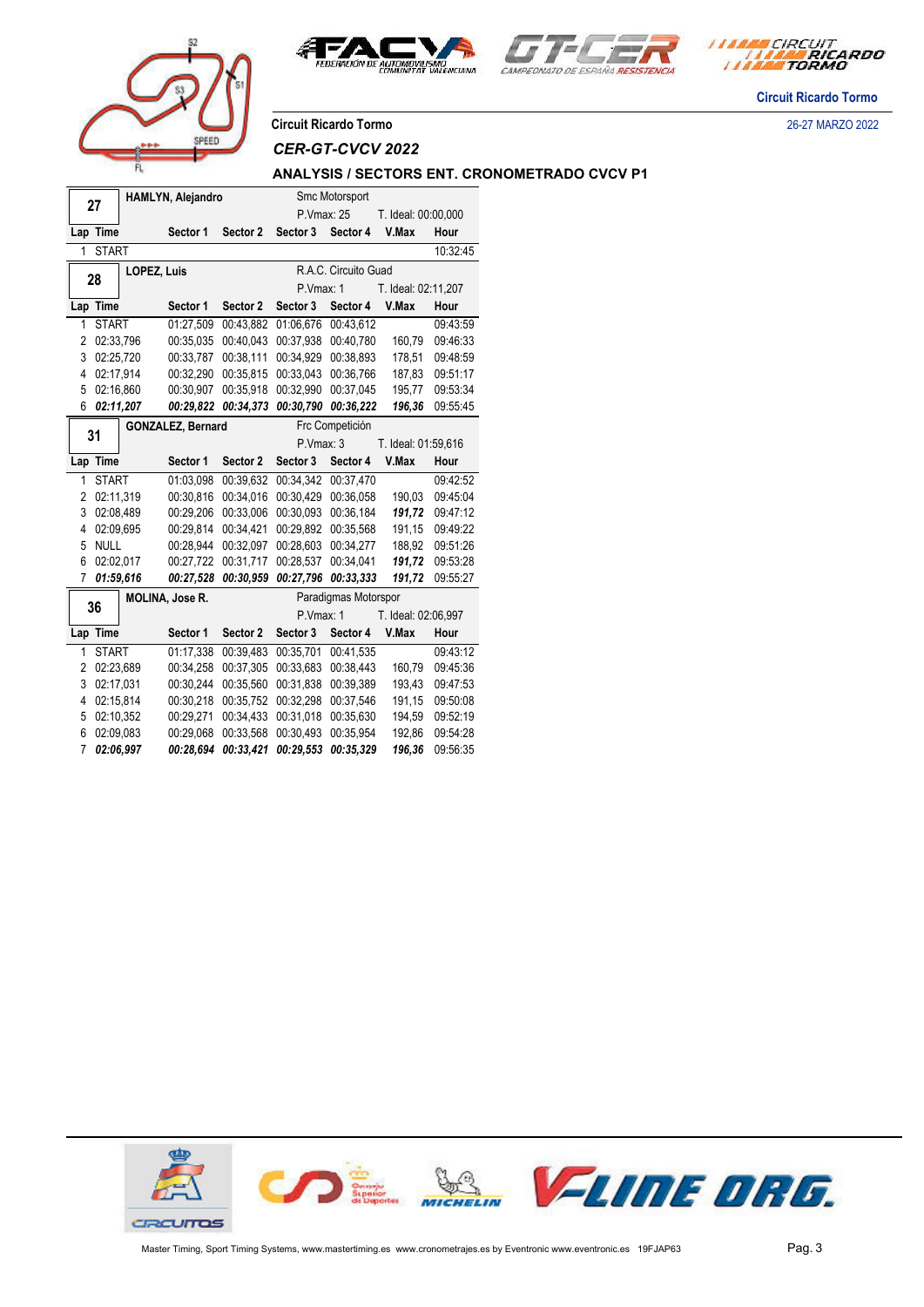Circuit Ricardo Tormo

26-27 MARZO 2022

**Circuit Ricardo Tormo**

*CER-GT-CVCV 2022*

**ANALYSIS / SECTORS ENT. CRONOMETRADO CVCV P1**

| **27** | **HAMLYN, Alejandro** | | | Smc Motorsport | | | |
|---|---|---|---|---|---|---|---|
| | | | | P.Vmax: 25 | | T. Ideal: 00:00,000 | |
| **Lap** | **Time** | **Sector 1** | **Sector 2** | **Sector 3** | **Sector 4** | **V.Max** | **Hour** |
| 1 | START | | | | | | 10:32:45 |

| **28** | **LOPEZ, Luis** | | | R.A.C. Circuito Guad | | | |
|---|---|---|---|---|---|---|---|
| | | | | P.Vmax: 1 | | T. Ideal: 02:11,207 | |
| **Lap** | **Time** | **Sector 1** | **Sector 2** | **Sector 3** | **Sector 4** | **V.Max** | **Hour** |
| 1 | START | 01:27,509 | 00:43,882 | 01:06,676 | 00:43,612 | | 09:43:59 |
| 2 | 02:33,796 | 00:35,035 | 00:40,043 | 00:37,938 | 00:40,780 | 160,79 | 09:46:33 |
| 3 | 02:25,720 | 00:33,787 | 00:38,111 | 00:34,929 | 00:38,893 | 178,51 | 09:48:59 |
| 4 | 02:17,914 | 00:32,290 | 00:35,815 | 00:33,043 | 00:36,766 | 187,83 | 09:51:17 |
| 5 | 02:16,860 | 00:30,907 | 00:35,918 | 00:32,990 | 00:37,045 | 195,77 | 09:53:34 |
| 6 | ***02:11,207*** | ***00:29,822*** | ***00:34,373*** | ***00:30,790*** | ***00:36,222*** | ***196,36*** | 09:55:45 |

| **31** | **GONZALEZ, Bernard** | | | Frc Competición | | | |
|---|---|---|---|---|---|---|---|
| | | | | P.Vmax: 3 | | T. Ideal: 01:59,616 | |
| **Lap** | **Time** | **Sector 1** | **Sector 2** | **Sector 3** | **Sector 4** | **V.Max** | **Hour** |
| 1 | START | 01:03,098 | 00:39,632 | 00:34,342 | 00:37,470 | | 09:42:52 |
| 2 | 02:11,319 | 00:30,816 | 00:34,016 | 00:30,429 | 00:36,058 | 190,03 | 09:45:04 |
| 3 | 02:08,489 | 00:29,206 | 00:33,006 | 00:30,093 | 00:36,184 | ***191,72*** | 09:47:12 |
| 4 | 02:09,695 | 00:29,814 | 00:34,421 | 00:29,892 | 00:35,568 | 191,15 | 09:49:22 |
| 5 | NULL | 00:28,944 | 00:32,097 | 00:28,603 | 00:34,277 | 188,92 | 09:51:26 |
| 6 | 02:02,017 | 00:27,722 | 00:31,717 | 00:28,537 | 00:34,041 | ***191,72*** | 09:53:28 |
| 7 | ***01:59,616*** | ***00:27,528*** | ***00:30,959*** | ***00:27,796*** | ***00:33,333*** | ***191,72*** | 09:55:27 |

| **36** | **MOLINA, Jose R.** | | | Paradigmas Motorspor | | | |
|---|---|---|---|---|---|---|---|
| | | | | P.Vmax: 1 | | T. Ideal: 02:06,997 | |
| **Lap** | **Time** | **Sector 1** | **Sector 2** | **Sector 3** | **Sector 4** | **V.Max** | **Hour** |
| 1 | START | 01:17,338 | 00:39,483 | 00:35,701 | 00:41,535 | | 09:43:12 |
| 2 | 02:23,689 | 00:34,258 | 00:37,305 | 00:33,683 | 00:38,443 | 160,79 | 09:45:36 |
| 3 | 02:17,031 | 00:30,244 | 00:35,560 | 00:31,838 | 00:39,389 | 193,43 | 09:47:53 |
| 4 | 02:15,814 | 00:30,218 | 00:35,752 | 00:32,298 | 00:37,546 | 191,15 | 09:50:08 |
| 5 | 02:10,352 | 00:29,271 | 00:34,433 | 00:31,018 | 00:35,630 | 194,59 | 09:52:19 |
| 6 | 02:09,083 | 00:29,068 | 00:33,568 | 00:30,493 | 00:35,954 | 192,86 | 09:54:28 |
| 7 | ***02:06,997*** | ***00:28,694*** | ***00:33,421*** | ***00:29,553*** | ***00:35,329*** | ***196,36*** | 09:56:35 |

Master Timing, Sport Timing Systems, www.mastertiming.es www.cronometrajes.es by Eventronic www.eventronic.es 19FJAP63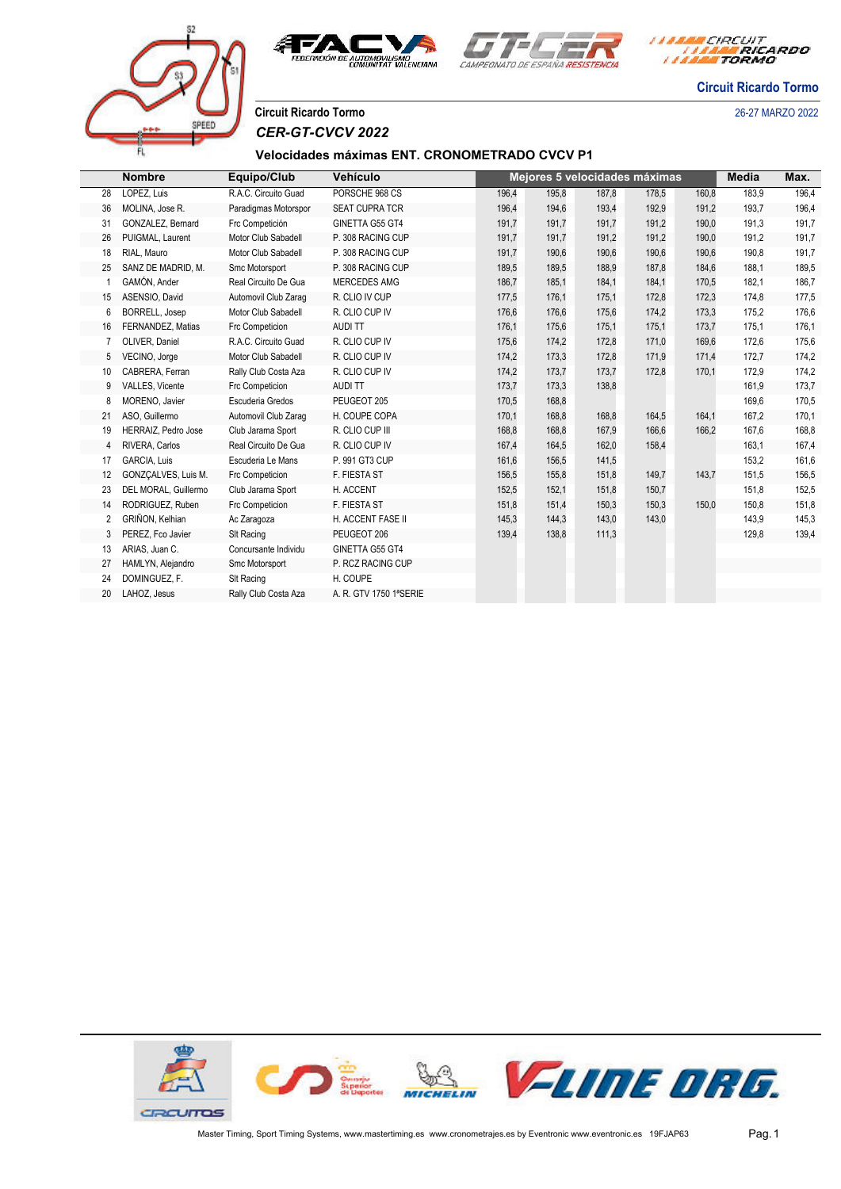Circuit Ricardo Torno

26-27 MARZO 2022

**Circuit Ricardo Tormo**

*CER-GT-CVCV 2022*

### Velocidades máximas ENT. CRONOMETRADO CVCV P1

| | Nombre | Equipo/Club | Vehículo | Mejores 5 velocidades máximas | | | | | Media | Max. |
|---|---|---|---|---|---|---|---|---|---|---|
| 28 | LOPEZ, Luis | R.A.C. Circuito Guad | PORSCHE 968 CS | 196,4 | 195,8 | 187,8 | 178,5 | 160,8 | 183,9 | 196,4 |
| 36 | MOLINA, Jose R. | Paradigmas Motorspor | SEAT CUPRA TCR | 196,4 | 194,6 | 193,4 | 192,9 | 191,2 | 193,7 | 196,4 |
| 31 | GONZALEZ, Bernard | Frc Competición | GINETTA G55 GT4 | 191,7 | 191,7 | 191,7 | 191,2 | 190,0 | 191,3 | 191,7 |
| 26 | PUIGMAL, Laurent | Motor Club Sabadell | P. 308 RACING CUP | 191,7 | 191,7 | 191,2 | 191,2 | 190,0 | 191,2 | 191,7 |
| 18 | RIAL, Mauro | Motor Club Sabadell | P. 308 RACING CUP | 191,7 | 190,6 | 190,6 | 190,6 | 190,6 | 190,8 | 191,7 |
| 25 | SANZ DE MADRID, M. | Smc Motorsport | P. 308 RACING CUP | 189,5 | 189,5 | 188,9 | 187,8 | 184,6 | 188,1 | 189,5 |
| 1 | GAMÓN, Ander | Real Circuito De Gua | MERCEDES AMG | 186,7 | 185,1 | 184,1 | 184,1 | 170,5 | 182,1 | 186,7 |
| 15 | ASENSIO, David | Automovil Club Zarag | R. CLIO IV CUP | 177,5 | 176,1 | 175,1 | 172,8 | 172,3 | 174,8 | 177,5 |
| 6 | BORRELL, Josep | Motor Club Sabadell | R. CLIO CUP IV | 176,6 | 176,6 | 175,6 | 174,2 | 173,3 | 175,2 | 176,6 |
| 16 | FERNANDEZ, Matias | Frc Competicion | AUDI TT | 176,1 | 175,6 | 175,1 | 175,1 | 173,7 | 175,1 | 176,1 |
| 7 | OLIVER, Daniel | R.A.C. Circuito Guad | R. CLIO CUP IV | 175,6 | 174,2 | 172,8 | 171,0 | 169,6 | 172,6 | 175,6 |
| 5 | VECINO, Jorge | Motor Club Sabadell | R. CLIO CUP IV | 174,2 | 173,3 | 172,8 | 171,9 | 171,4 | 172,7 | 174,2 |
| 10 | CABRERA, Ferran | Rally Club Costa Aza | R. CLIO CUP IV | 174,2 | 173,7 | 173,7 | 172,8 | 170,1 | 172,9 | 174,2 |
| 9 | VALLES, Vicente | Frc Competicion | AUDI TT | 173,7 | 173,3 | 138,8 | | | 161,9 | 173,7 |
| 8 | MORENO, Javier | Escuderia Gredos | PEUGEOT 205 | 170,5 | 168,8 | | | | 169,6 | 170,5 |
| 21 | ASO, Guillermo | Automovil Club Zarag | H. COUPE COPA | 170,1 | 168,8 | 168,8 | 164,5 | 164,1 | 167,2 | 170,1 |
| 19 | HERRAIZ, Pedro Jose | Club Jarama Sport | R. CLIO CUP III | 168,8 | 168,8 | 167,9 | 166,6 | 166,2 | 167,6 | 168,8 |
| 4 | RIVERA, Carlos | Real Circuito De Gua | R. CLIO CUP IV | 167,4 | 164,5 | 162,0 | 158,4 | | 163,1 | 167,4 |
| 17 | GARCIA, Luis | Escuderia Le Mans | P. 991 GT3 CUP | 161,6 | 156,5 | 141,5 | | | 153,2 | 161,6 |
| 12 | GONZÇALVES, Luis M. | Frc Competicion | F. FIESTA ST | 156,5 | 155,8 | 151,8 | 149,7 | 143,7 | 151,5 | 156,5 |
| 23 | DEL MORAL, Guillermo | Club Jarama Sport | H. ACCENT | 152,5 | 152,1 | 151,8 | 150,7 | | 151,8 | 152,5 |
| 14 | RODRIGUEZ, Ruben | Frc Competicion | F. FIESTA ST | 151,8 | 151,4 | 150,3 | 150,3 | 150,0 | 150,8 | 151,8 |
| 2 | GRIÑON, Kelhian | Ac Zaragoza | H. ACCENT FASE II | 145,3 | 144,3 | 143,0 | 143,0 | | 143,9 | 145,3 |
| 3 | PEREZ, Fco Javier | Slt Racing | PEUGEOT 206 | 139,4 | 138,8 | 111,3 | | | 129,8 | 139,4 |
| 13 | ARIAS, Juan C. | Concursante Individu | GINETTA G55 GT4 | | | | | | | |
| 27 | HAMLYN, Alejandro | Smc Motorsport | P. RCZ RACING CUP | | | | | | | |
| 24 | DOMINGUEZ, F. | Slt Racing | H. COUPE | | | | | | | |
| 20 | LAHOZ, Jesus | Rally Club Costa Aza | A. R. GTV 1750 1ªSERIE | | | | | | | |

Master Timing, Sport Timing Systems, www.mastertiming.es www.cronometrajes.es by Eventronic www.eventronic.es 19FJAP63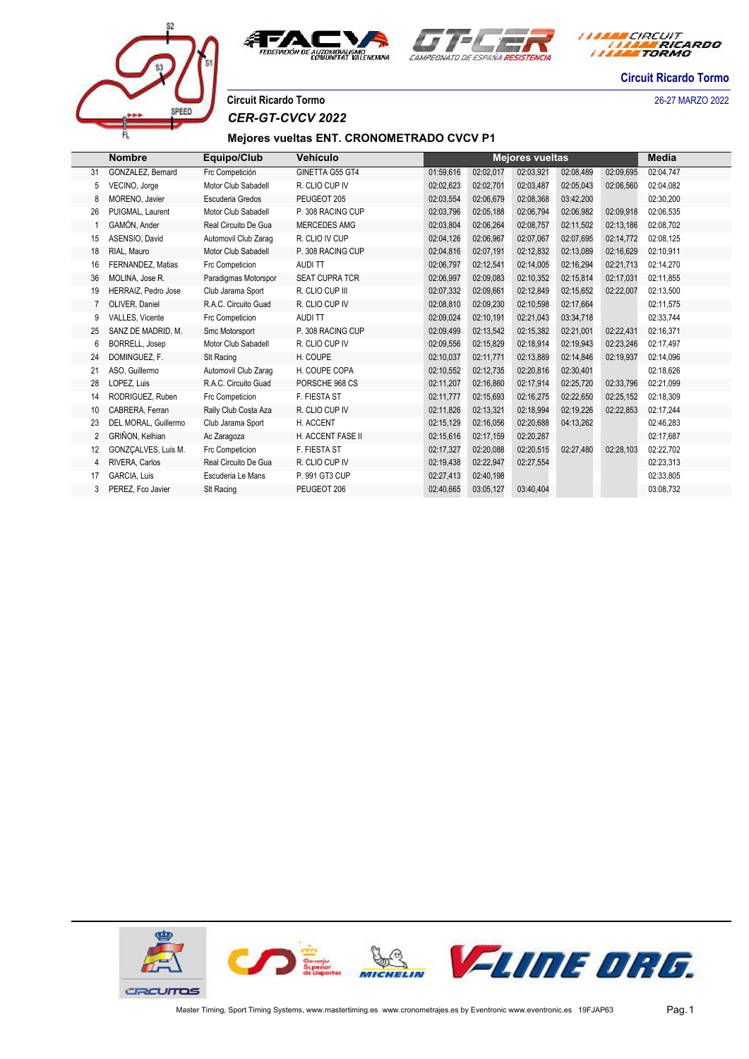Circuit Ricardo Tormo

26-27 MARZO 2022

Circuit Ricardo Tormo

*CER-GT-CVCV 2022*

### Mejores vueltas ENT. CRONOMETRADO CVCV P1

| | Nombre | Equipo/Club | Vehículo | Mejores vueltas | | | | | Media |
|---|---|---|---|---|---|---|---|---|---|
| 31 | GONZALEZ, Bernard | Frc Competición | GINETTA G55 GT4 | 01:59,616 | 02:02,017 | 02:03,921 | 02:08,489 | 02:09,695 | 02:04,747 |
| 5 | VECINO, Jorge | Motor Club Sabadell | R. CLIO CUP IV | 02:02,623 | 02:02,701 | 02:03,487 | 02:05,043 | 02:06,560 | 02:04,082 |
| 8 | MORENO, Javier | Escuderia Gredos | PEUGEOT 205 | 02:03,554 | 02:06,679 | 02:08,368 | 03:42,200 | | 02:30,200 |
| 26 | PUIGMAL, Laurent | Motor Club Sabadell | P. 308 RACING CUP | 02:03,796 | 02:05,188 | 02:06,794 | 02:06,982 | 02:09,918 | 02:06,535 |
| 1 | GAMÓN, Ander | Real Circuito De Gua | MERCEDES AMG | 02:03,804 | 02:06,264 | 02:08,757 | 02:11,502 | 02:13,186 | 02:08,702 |
| 15 | ASENSIO, David | Automovil Club Zarag | R. CLIO IV CUP | 02:04,126 | 02:06,967 | 02:07,067 | 02:07,695 | 02:14,772 | 02:08,125 |
| 18 | RIAL, Mauro | Motor Club Sabadell | P. 308 RACING CUP | 02:04,816 | 02:07,191 | 02:12,832 | 02:13,089 | 02:16,629 | 02:10,911 |
| 16 | FERNANDEZ, Matias | Frc Competicion | AUDI TT | 02:06,797 | 02:12,541 | 02:14,005 | 02:16,294 | 02:21,713 | 02:14,270 |
| 36 | MOLINA, Jose R. | Paradigmas Motorspor | SEAT CUPRA TCR | 02:06,997 | 02:09,083 | 02:10,352 | 02:15,814 | 02:17,031 | 02:11,855 |
| 19 | HERRAIZ, Pedro Jose | Club Jarama Sport | R. CLIO CUP III | 02:07,332 | 02:09,661 | 02:12,849 | 02:15,652 | 02:22,007 | 02:13,500 |
| 7 | OLIVER, Daniel | R.A.C. Circuito Guad | R. CLIO CUP IV | 02:08,810 | 02:09,230 | 02:10,598 | 02:17,664 | | 02:11,575 |
| 9 | VALLES, Vicente | Frc Competicion | AUDI TT | 02:09,024 | 02:10,191 | 02:21,043 | 03:34,718 | | 02:33,744 |
| 25 | SANZ DE MADRID, M. | Smc Motorsport | P. 308 RACING CUP | 02:09,499 | 02:13,542 | 02:15,382 | 02:21,001 | 02:22,431 | 02:16,371 |
| 6 | BORRELL, Josep | Motor Club Sabadell | R. CLIO CUP IV | 02:09,556 | 02:15,829 | 02:18,914 | 02:19,943 | 02:23,246 | 02:17,497 |
| 24 | DOMINGUEZ, F. | Slt Racing | H. COUPE | 02:10,037 | 02:11,771 | 02:13,889 | 02:14,846 | 02:19,937 | 02:14,096 |
| 21 | ASO, Guillermo | Automovil Club Zarag | H. COUPE COPA | 02:10,552 | 02:12,735 | 02:20,816 | 02:30,401 | | 02:18,626 |
| 28 | LOPEZ, Luis | R.A.C. Circuito Guad | PORSCHE 968 CS | 02:11,207 | 02:16,860 | 02:17,914 | 02:25,720 | 02:33,796 | 02:21,099 |
| 14 | RODRIGUEZ, Ruben | Frc Competicion | F. FIESTA ST | 02:11,777 | 02:15,693 | 02:16,275 | 02:22,650 | 02:25,152 | 02:18,309 |
| 10 | CABRERA, Ferran | Rally Club Costa Aza | R. CLIO CUP IV | 02:11,826 | 02:13,321 | 02:18,994 | 02:19,226 | 02:22,853 | 02:17,244 |
| 23 | DEL MORAL, Guillermo | Club Jarama Sport | H. ACCENT | 02:15,129 | 02:16,056 | 02:20,688 | 04:13,262 | | 02:46,283 |
| 2 | GRIÑON, Kelhian | Ac Zaragoza | H. ACCENT FASE II | 02:15,616 | 02:17,159 | 02:20,287 | | | 02:17,687 |
| 12 | GONZÇALVES, Luis M. | Frc Competicion | F. FIESTA ST | 02:17,327 | 02:20,088 | 02:20,515 | 02:27,480 | 02:28,103 | 02:22,702 |
| 4 | RIVERA, Carlos | Real Circuito De Gua | R. CLIO CUP IV | 02:19,438 | 02:22,947 | 02:27,554 | | | 02:23,313 |
| 17 | GARCIA, Luis | Escuderia Le Mans | P. 991 GT3 CUP | 02:27,413 | 02:40,198 | | | | 02:33,805 |
| 3 | PEREZ, Fco Javier | Slt Racing | PEUGEOT 206 | 02:40,665 | 03:05,127 | 03:40,404 | | | 03:08,732 |

Master Timing, Sport Timing Systems, www.mastertiming.es www.cronometrajes.es by Eventronic www.eventronic.es 19FJAP63